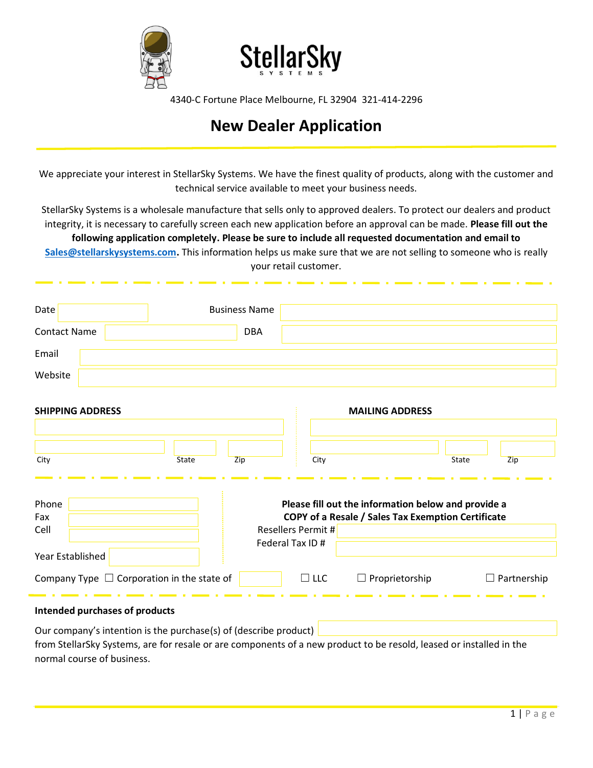StellarSky
SYSTEMS

4340-C Fortune Place Melbourne, FL 32904 321-414-2296

# New Dealer Application

We appreciate your interest in StellarSky Systems. We have the finest quality of products, along with the customer and technical service available to meet your business needs.

StellarSky Systems is a wholesale manufacture that sells only to approved dealers. To protect our dealers and product integrity, it is necessary to carefully screen each new application before an approval can be made. **Please fill out the following application completely. Please be sure to include all requested documentation and email to [Sales@stellarskysystems.com](mailto:Sales@stellarskysystems.com).** This information helps us make sure that we are not selling to someone who is really your retail customer.

Date ______________ Business Name ______________

Contact Name ______________ DBA ______________

Email ______________

Website ______________

**SHIPPING ADDRESS**

______________

City ______ State ______ Zip ______

**MAILING ADDRESS**

______________

City ______ State ______ Zip ______

Phone ______________

Fax ______________

Cell ______________

Year Established ______________

**Please fill out the information below and provide a COPY of a Resale / Sales Tax Exemption Certificate**

Resellers Permit # ______________

Federal Tax ID # ______________

Company Type ☐ Corporation in the state of ______ ☐ LLC ☐ Proprietorship ☐ Partnership

**Intended purchases of products**

Our company's intention is the purchase(s) of (describe product) ______________ from StellarSky Systems, are for resale or are components of a new product to be resold, leased or installed in the normal course of business.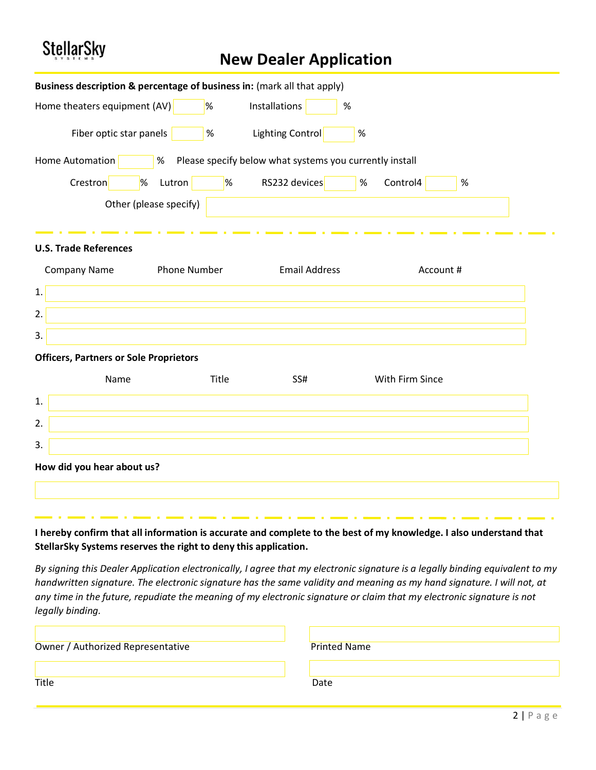StellarSky
SYSTEMS

# New Dealer Application

**Business description & percentage of business in:** (mark all that apply)

Home theaters equipment (AV) ____ %  Installations ____ %

Fiber optic star panels ____ %  Lighting Control ____ %

Home Automation ____ %  Please specify below what systems you currently install

Crestron ____ %  Lutron ____ %  RS232 devices ____ %  Control4 ____ %

Other (please specify) ____

### U.S. Trade References

| | Company Name | Phone Number | Email Address | Account # |
|---|---|---|---|---|
| 1. | | | | |
| 2. | | | | |
| 3. | | | | |

### Officers, Partners or Sole Proprietors

| | Name | Title | SS# | With Firm Since |
|---|---|---|---|---|
| 1. | | | | |
| 2. | | | | |
| 3. | | | | |

### How did you hear about us?

____

**I hereby confirm that all information is accurate and complete to the best of my knowledge. I also understand that StellarSky Systems reserves the right to deny this application.**

*By signing this Dealer Application electronically, I agree that my electronic signature is a legally binding equivalent to my handwritten signature. The electronic signature has the same validity and meaning as my hand signature. I will not, at any time in the future, repudiate the meaning of my electronic signature or claim that my electronic signature is not legally binding.*

Owner / Authorized Representative ____  Printed Name ____

Title ____  Date ____